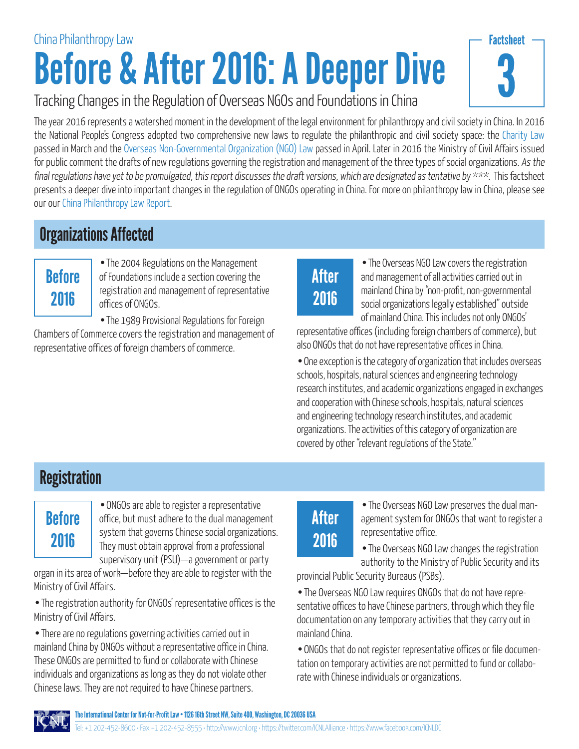China Philanthropy Law

# Before & After 2016: A Deeper Dive

Factsheet 3

Tracking Changes in the Regulation of Overseas NGOs and Foundations in China

The year 2016 represents a watershed moment in the development of the legal environment for philanthropy and civil society in China. In 2016 the National People's Congress adopted two comprehensive new laws to regulate the philanthropic and civil society space: the Charity Law passed in March and the Overseas Non-Governmental Organization (NGO) Law passed in April. Later in 2016 the Ministry of Civil Affairs issued for public comment the drafts of new regulations governing the registration and management of the three types of social organizations. *As the final regulations have yet to be promulgated, this report discusses the draft versions, which are designated as tentative by \*\*\**. This factsheet presents a deeper dive into important changes in the regulation of ONGOs operating in China. For more on philanthropy law in China, please see our our China Philanthropy Law Report.

## Organizations Affected

### Before 2016

- The 2004 Regulations on the Management of Foundations include a section covering the registration and management of representative offices of ONGOs.
- The 1989 Provisional Regulations for Foreign Chambers of Commerce covers the registration and management of representative offices of foreign chambers of commerce.

### After 2016

- The Overseas NGO Law covers the registration and management of all activities carried out in mainland China by "non-profit, non-governmental social organizations legally established" outside of mainland China. This includes not only ONGOs' representative offices (including foreign chambers of commerce), but also ONGOs that do not have representative offices in China.
- One exception is the category of organization that includes overseas schools, hospitals, natural sciences and engineering technology research institutes, and academic organizations engaged in exchanges and cooperation with Chinese schools, hospitals, natural sciences and engineering technology research institutes, and academic organizations. The activities of this category of organization are covered by other "relevant regulations of the State."

## Registration

### Before 2016

- ONGOs are able to register a representative office, but must adhere to the dual management system that governs Chinese social organizations. They must obtain approval from a professional supervisory unit (PSU)—a government or party organ in its area of work—before they are able to register with the Ministry of Civil Affairs.
- The registration authority for ONGOs' representative offices is the Ministry of Civil Affairs.
- There are no regulations governing activities carried out in mainland China by ONGOs without a representative office in China. These ONGOs are permitted to fund or collaborate with Chinese individuals and organizations as long as they do not violate other Chinese laws. They are not required to have Chinese partners.

### After 2016

- The Overseas NGO Law preserves the dual management system for ONGOs that want to register a representative office.
- The Overseas NGO Law changes the registration authority to the Ministry of Public Security and its provincial Public Security Bureaus (PSBs).
- The Overseas NGO Law requires ONGOs that do not have representative offices to have Chinese partners, through which they file documentation on any temporary activities that they carry out in mainland China.
- ONGOs that do not register representative offices or file documentation on temporary activities are not permitted to fund or collaborate with Chinese individuals or organizations.

The International Center for Not-for-Profit Law • 1126 16th Street NW, Suite 400, Washington, DC 20036 USA
Tel: +1 202-452-8600 · Fax +1 202-452-8555 · http://www.icnl.org · https://twitter.com/ICNLAlliance · https://www.facebook.com/ICNLDC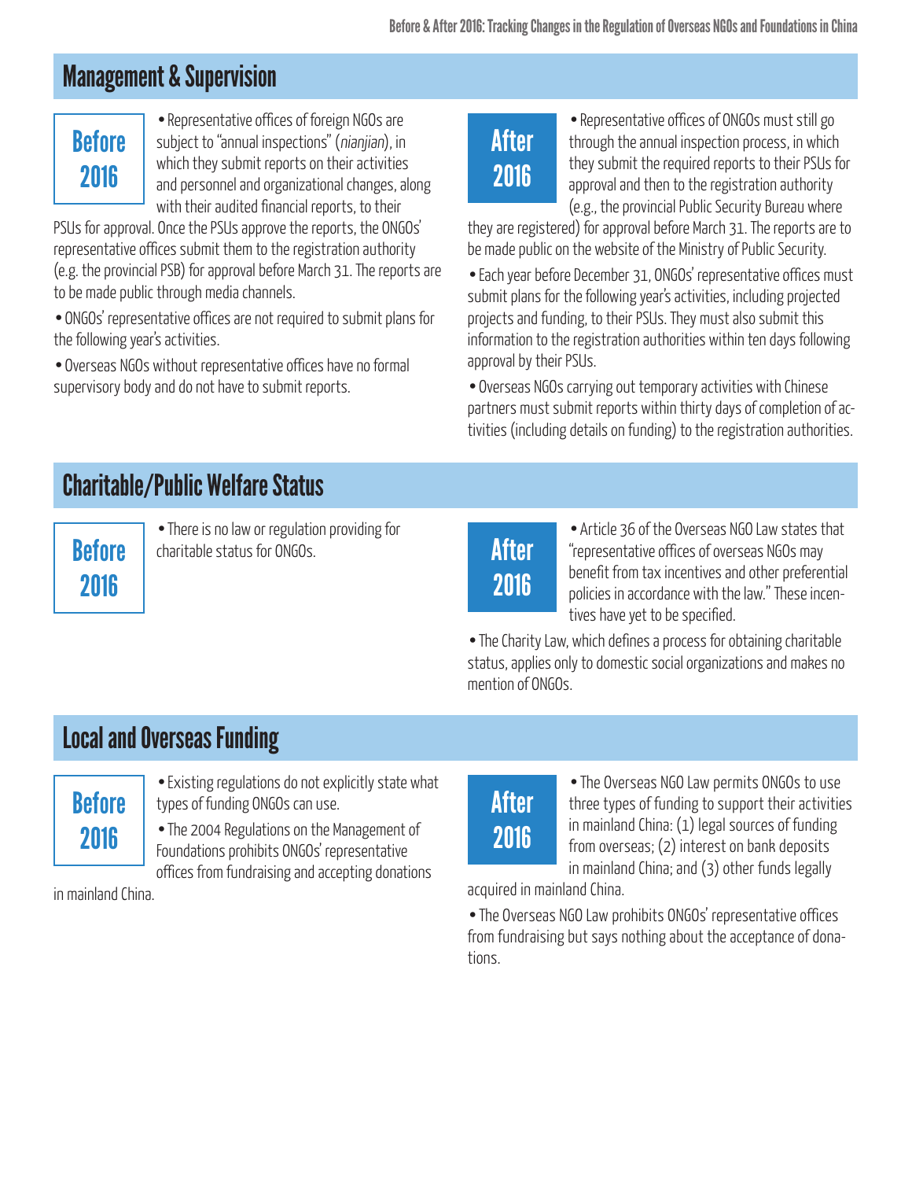## Management & Supervision

### Before 2016

- Representative offices of foreign NGOs are subject to "annual inspections" (*nianjian*), in which they submit reports on their activities and personnel and organizational changes, along with their audited financial reports, to their PSUs for approval. Once the PSUs approve the reports, the ONGOs' representative offices submit them to the registration authority (e.g. the provincial PSB) for approval before March 31. The reports are to be made public through media channels.
- ONGOs' representative offices are not required to submit plans for the following year's activities.
- Overseas NGOs without representative offices have no formal supervisory body and do not have to submit reports.

### After 2016

- Representative offices of ONGOs must still go through the annual inspection process, in which they submit the required reports to their PSUs for approval and then to the registration authority (e.g., the provincial Public Security Bureau where they are registered) for approval before March 31. The reports are to be made public on the website of the Ministry of Public Security.
- Each year before December 31, ONGOs' representative offices must submit plans for the following year's activities, including projected projects and funding, to their PSUs. They must also submit this information to the registration authorities within ten days following approval by their PSUs.
- Overseas NGOs carrying out temporary activities with Chinese partners must submit reports within thirty days of completion of activities (including details on funding) to the registration authorities.

## Charitable/Public Welfare Status

### Before 2016

- There is no law or regulation providing for charitable status for ONGOs.

### After 2016

- Article 36 of the Overseas NGO Law states that "representative offices of overseas NGOs may benefit from tax incentives and other preferential policies in accordance with the law." These incentives have yet to be specified.
- The Charity Law, which defines a process for obtaining charitable status, applies only to domestic social organizations and makes no mention of ONGOs.

## Local and Overseas Funding

### Before 2016

- Existing regulations do not explicitly state what types of funding ONGOs can use.
- The 2004 Regulations on the Management of Foundations prohibits ONGOs' representative offices from fundraising and accepting donations in mainland China.

### After 2016

- The Overseas NGO Law permits ONGOs to use three types of funding to support their activities in mainland China: (1) legal sources of funding from overseas; (2) interest on bank deposits in mainland China; and (3) other funds legally acquired in mainland China.
- The Overseas NGO Law prohibits ONGOs' representative offices from fundraising but says nothing about the acceptance of donations.